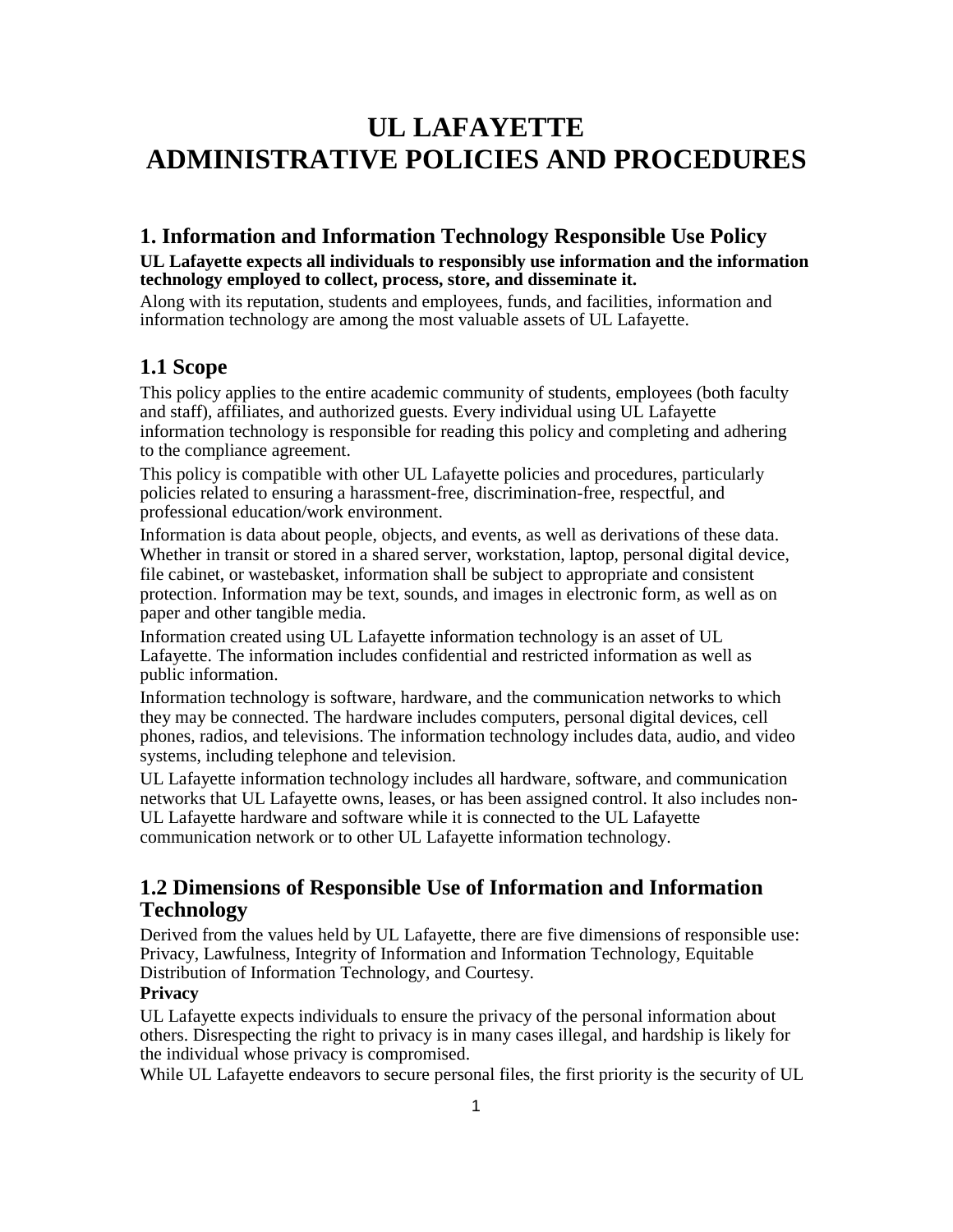# UL LAFAYETTE
# ADMINISTRATIVE POLICIES AND PROCEDURES

## 1. Information and Information Technology Responsible Use Policy

**UL Lafayette expects all individuals to responsibly use information and the information technology employed to collect, process, store, and disseminate it.**

Along with its reputation, students and employees, funds, and facilities, information and information technology are among the most valuable assets of UL Lafayette.

## 1.1 Scope

This policy applies to the entire academic community of students, employees (both faculty and staff), affiliates, and authorized guests. Every individual using UL Lafayette information technology is responsible for reading this policy and completing and adhering to the compliance agreement.

This policy is compatible with other UL Lafayette policies and procedures, particularly policies related to ensuring a harassment-free, discrimination-free, respectful, and professional education/work environment.

Information is data about people, objects, and events, as well as derivations of these data. Whether in transit or stored in a shared server, workstation, laptop, personal digital device, file cabinet, or wastebasket, information shall be subject to appropriate and consistent protection. Information may be text, sounds, and images in electronic form, as well as on paper and other tangible media.

Information created using UL Lafayette information technology is an asset of UL Lafayette. The information includes confidential and restricted information as well as public information.

Information technology is software, hardware, and the communication networks to which they may be connected. The hardware includes computers, personal digital devices, cell phones, radios, and televisions. The information technology includes data, audio, and video systems, including telephone and television.

UL Lafayette information technology includes all hardware, software, and communication networks that UL Lafayette owns, leases, or has been assigned control. It also includes non-UL Lafayette hardware and software while it is connected to the UL Lafayette communication network or to other UL Lafayette information technology.

## 1.2 Dimensions of Responsible Use of Information and Information Technology

Derived from the values held by UL Lafayette, there are five dimensions of responsible use: Privacy, Lawfulness, Integrity of Information and Information Technology, Equitable Distribution of Information Technology, and Courtesy.

**Privacy**

UL Lafayette expects individuals to ensure the privacy of the personal information about others. Disrespecting the right to privacy is in many cases illegal, and hardship is likely for the individual whose privacy is compromised.

While UL Lafayette endeavors to secure personal files, the first priority is the security of UL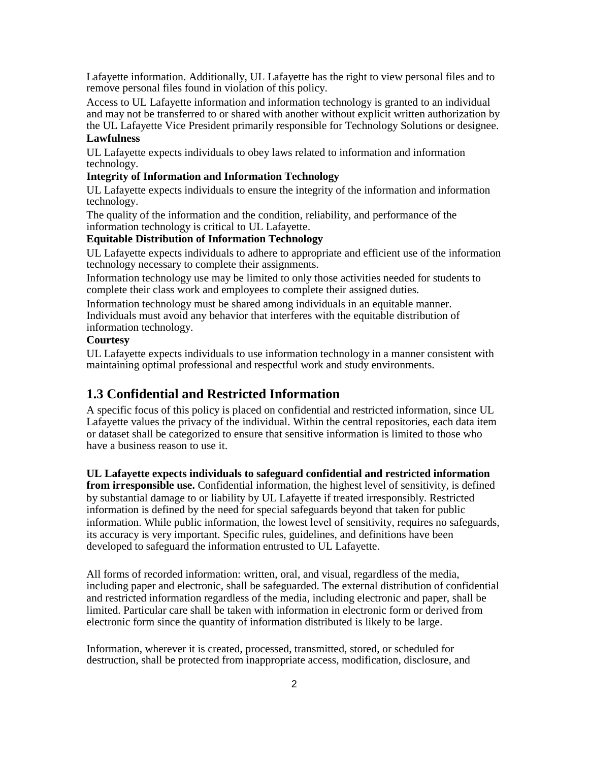Lafayette information. Additionally, UL Lafayette has the right to view personal files and to remove personal files found in violation of this policy.

Access to UL Lafayette information and information technology is granted to an individual and may not be transferred to or shared with another without explicit written authorization by the UL Lafayette Vice President primarily responsible for Technology Solutions or designee.

**Lawfulness**

UL Lafayette expects individuals to obey laws related to information and information technology.

**Integrity of Information and Information Technology**

UL Lafayette expects individuals to ensure the integrity of the information and information technology.

The quality of the information and the condition, reliability, and performance of the information technology is critical to UL Lafayette.

**Equitable Distribution of Information Technology**

UL Lafayette expects individuals to adhere to appropriate and efficient use of the information technology necessary to complete their assignments.

Information technology use may be limited to only those activities needed for students to complete their class work and employees to complete their assigned duties.

Information technology must be shared among individuals in an equitable manner. Individuals must avoid any behavior that interferes with the equitable distribution of information technology.

**Courtesy**

UL Lafayette expects individuals to use information technology in a manner consistent with maintaining optimal professional and respectful work and study environments.

## 1.3 Confidential and Restricted Information

A specific focus of this policy is placed on confidential and restricted information, since UL Lafayette values the privacy of the individual. Within the central repositories, each data item or dataset shall be categorized to ensure that sensitive information is limited to those who have a business reason to use it.

**UL Lafayette expects individuals to safeguard confidential and restricted information from irresponsible use.** Confidential information, the highest level of sensitivity, is defined by substantial damage to or liability by UL Lafayette if treated irresponsibly. Restricted information is defined by the need for special safeguards beyond that taken for public information. While public information, the lowest level of sensitivity, requires no safeguards, its accuracy is very important. Specific rules, guidelines, and definitions have been developed to safeguard the information entrusted to UL Lafayette.

All forms of recorded information: written, oral, and visual, regardless of the media, including paper and electronic, shall be safeguarded. The external distribution of confidential and restricted information regardless of the media, including electronic and paper, shall be limited. Particular care shall be taken with information in electronic form or derived from electronic form since the quantity of information distributed is likely to be large.

Information, wherever it is created, processed, transmitted, stored, or scheduled for destruction, shall be protected from inappropriate access, modification, disclosure, and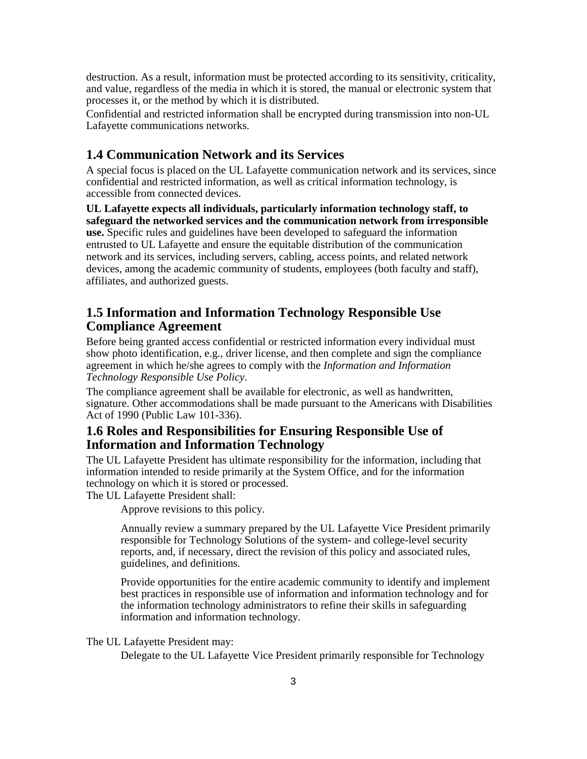destruction. As a result, information must be protected according to its sensitivity, criticality, and value, regardless of the media in which it is stored, the manual or electronic system that processes it, or the method by which it is distributed.

Confidential and restricted information shall be encrypted during transmission into non-UL Lafayette communications networks.

## 1.4 Communication Network and its Services

A special focus is placed on the UL Lafayette communication network and its services, since confidential and restricted information, as well as critical information technology, is accessible from connected devices.

**UL Lafayette expects all individuals, particularly information technology staff, to safeguard the networked services and the communication network from irresponsible use.** Specific rules and guidelines have been developed to safeguard the information entrusted to UL Lafayette and ensure the equitable distribution of the communication network and its services, including servers, cabling, access points, and related network devices, among the academic community of students, employees (both faculty and staff), affiliates, and authorized guests.

## 1.5 Information and Information Technology Responsible Use Compliance Agreement

Before being granted access confidential or restricted information every individual must show photo identification, e.g., driver license, and then complete and sign the compliance agreement in which he/she agrees to comply with the *Information and Information Technology Responsible Use Policy*.

The compliance agreement shall be available for electronic, as well as handwritten, signature. Other accommodations shall be made pursuant to the Americans with Disabilities Act of 1990 (Public Law 101-336).

## 1.6 Roles and Responsibilities for Ensuring Responsible Use of Information and Information Technology

The UL Lafayette President has ultimate responsibility for the information, including that information intended to reside primarily at the System Office, and for the information technology on which it is stored or processed.

The UL Lafayette President shall:

> Approve revisions to this policy.
>
> Annually review a summary prepared by the UL Lafayette Vice President primarily responsible for Technology Solutions of the system- and college-level security reports, and, if necessary, direct the revision of this policy and associated rules, guidelines, and definitions.
>
> Provide opportunities for the entire academic community to identify and implement best practices in responsible use of information and information technology and for the information technology administrators to refine their skills in safeguarding information and information technology.

The UL Lafayette President may:

> Delegate to the UL Lafayette Vice President primarily responsible for Technology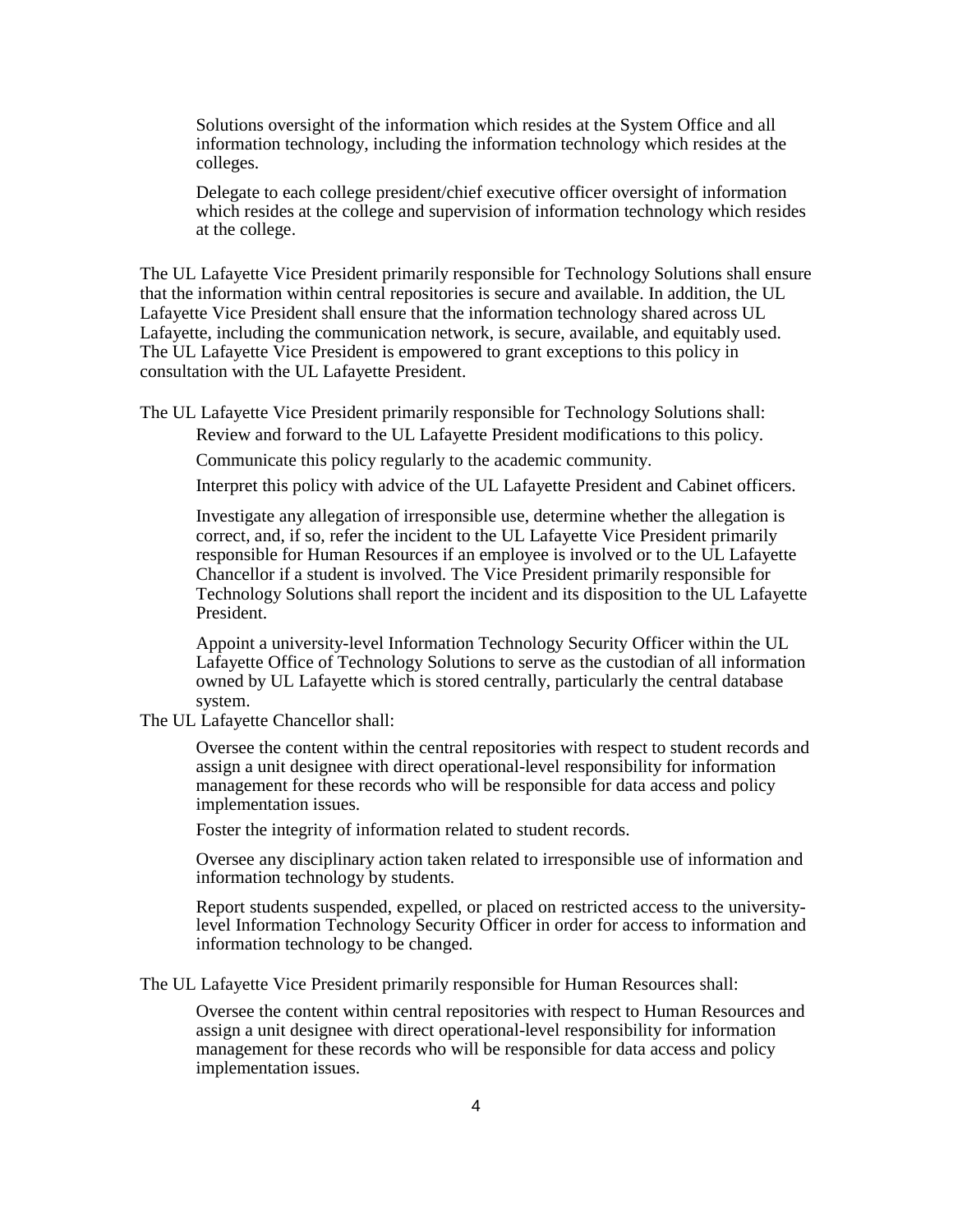Solutions oversight of the information which resides at the System Office and all information technology, including the information technology which resides at the colleges.

Delegate to each college president/chief executive officer oversight of information which resides at the college and supervision of information technology which resides at the college.

The UL Lafayette Vice President primarily responsible for Technology Solutions shall ensure that the information within central repositories is secure and available. In addition, the UL Lafayette Vice President shall ensure that the information technology shared across UL Lafayette, including the communication network, is secure, available, and equitably used. The UL Lafayette Vice President is empowered to grant exceptions to this policy in consultation with the UL Lafayette President.

The UL Lafayette Vice President primarily responsible for Technology Solutions shall:

Review and forward to the UL Lafayette President modifications to this policy.

Communicate this policy regularly to the academic community.

Interpret this policy with advice of the UL Lafayette President and Cabinet officers.

Investigate any allegation of irresponsible use, determine whether the allegation is correct, and, if so, refer the incident to the UL Lafayette Vice President primarily responsible for Human Resources if an employee is involved or to the UL Lafayette Chancellor if a student is involved. The Vice President primarily responsible for Technology Solutions shall report the incident and its disposition to the UL Lafayette President.

Appoint a university-level Information Technology Security Officer within the UL Lafayette Office of Technology Solutions to serve as the custodian of all information owned by UL Lafayette which is stored centrally, particularly the central database system.

The UL Lafayette Chancellor shall:

Oversee the content within the central repositories with respect to student records and assign a unit designee with direct operational-level responsibility for information management for these records who will be responsible for data access and policy implementation issues.

Foster the integrity of information related to student records.

Oversee any disciplinary action taken related to irresponsible use of information and information technology by students.

Report students suspended, expelled, or placed on restricted access to the university-level Information Technology Security Officer in order for access to information and information technology to be changed.

The UL Lafayette Vice President primarily responsible for Human Resources shall:

Oversee the content within central repositories with respect to Human Resources and assign a unit designee with direct operational-level responsibility for information management for these records who will be responsible for data access and policy implementation issues.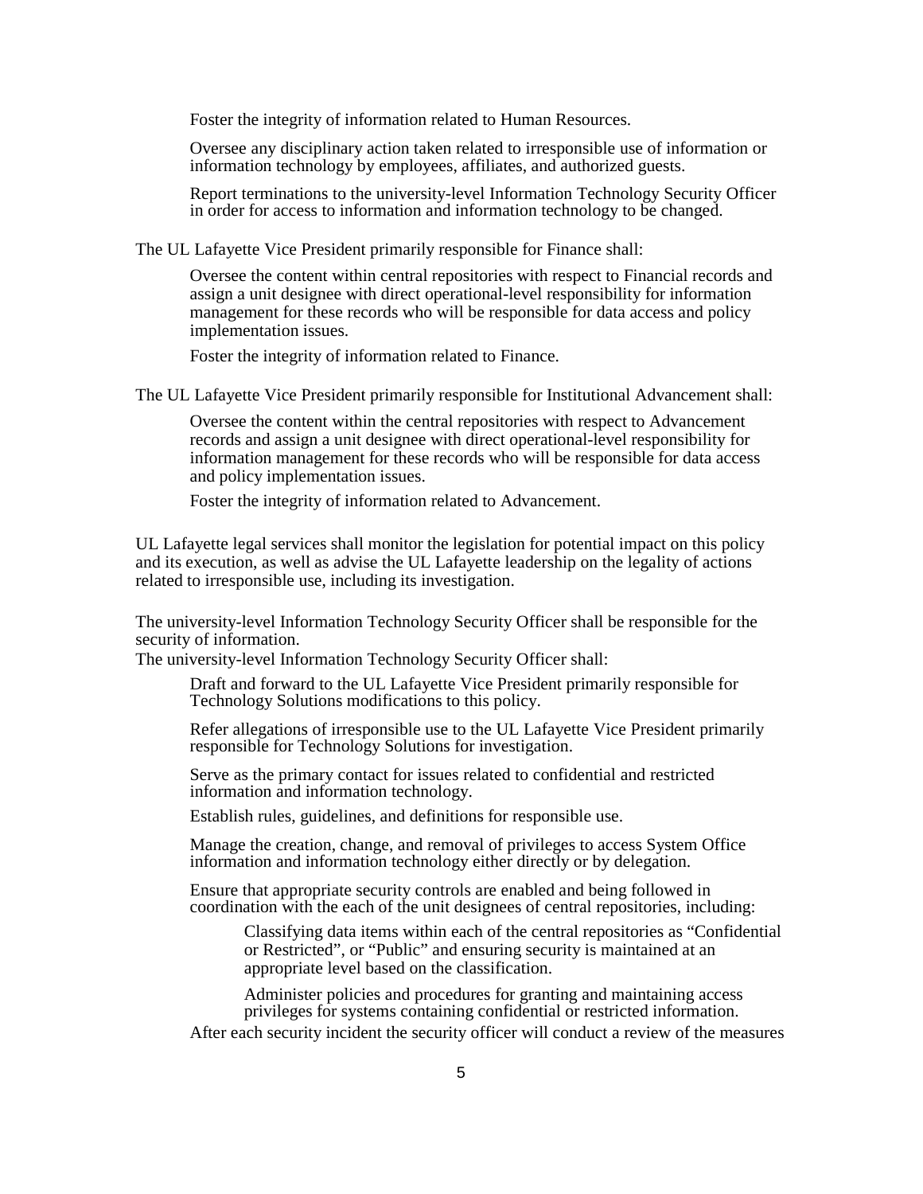Foster the integrity of information related to Human Resources.

Oversee any disciplinary action taken related to irresponsible use of information or information technology by employees, affiliates, and authorized guests.

Report terminations to the university-level Information Technology Security Officer in order for access to information and information technology to be changed.

The UL Lafayette Vice President primarily responsible for Finance shall:

Oversee the content within central repositories with respect to Financial records and assign a unit designee with direct operational-level responsibility for information management for these records who will be responsible for data access and policy implementation issues.

Foster the integrity of information related to Finance.

The UL Lafayette Vice President primarily responsible for Institutional Advancement shall:

Oversee the content within the central repositories with respect to Advancement records and assign a unit designee with direct operational-level responsibility for information management for these records who will be responsible for data access and policy implementation issues.

Foster the integrity of information related to Advancement.

UL Lafayette legal services shall monitor the legislation for potential impact on this policy and its execution, as well as advise the UL Lafayette leadership on the legality of actions related to irresponsible use, including its investigation.

The university-level Information Technology Security Officer shall be responsible for the security of information.

The university-level Information Technology Security Officer shall:

Draft and forward to the UL Lafayette Vice President primarily responsible for Technology Solutions modifications to this policy.

Refer allegations of irresponsible use to the UL Lafayette Vice President primarily responsible for Technology Solutions for investigation.

Serve as the primary contact for issues related to confidential and restricted information and information technology.

Establish rules, guidelines, and definitions for responsible use.

Manage the creation, change, and removal of privileges to access System Office information and information technology either directly or by delegation.

Ensure that appropriate security controls are enabled and being followed in coordination with the each of the unit designees of central repositories, including:

Classifying data items within each of the central repositories as "Confidential or Restricted", or "Public" and ensuring security is maintained at an appropriate level based on the classification.

Administer policies and procedures for granting and maintaining access privileges for systems containing confidential or restricted information.

After each security incident the security officer will conduct a review of the measures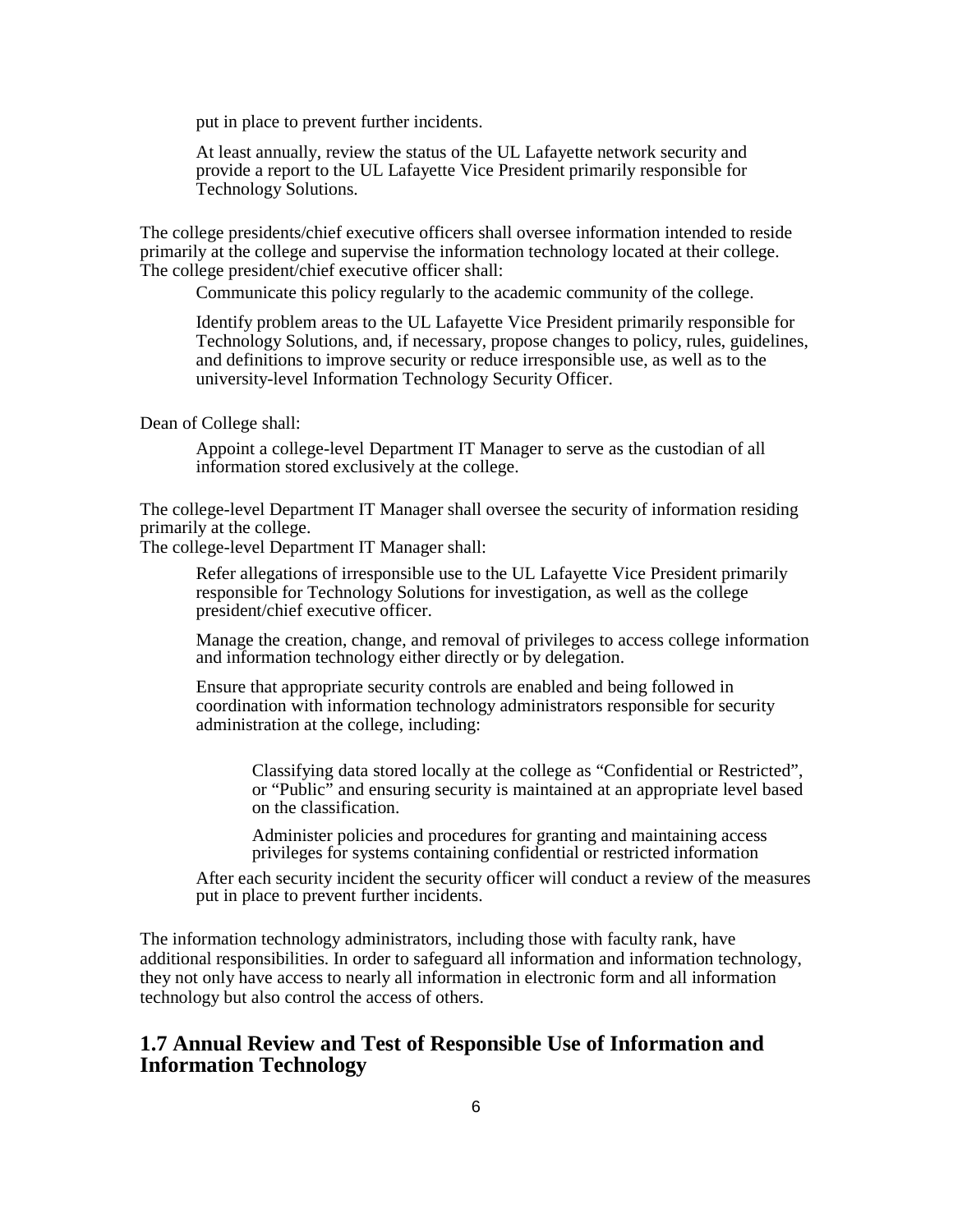put in place to prevent further incidents.

At least annually, review the status of the UL Lafayette network security and provide a report to the UL Lafayette Vice President primarily responsible for Technology Solutions.

The college presidents/chief executive officers shall oversee information intended to reside primarily at the college and supervise the information technology located at their college. The college president/chief executive officer shall:

Communicate this policy regularly to the academic community of the college.

Identify problem areas to the UL Lafayette Vice President primarily responsible for Technology Solutions, and, if necessary, propose changes to policy, rules, guidelines, and definitions to improve security or reduce irresponsible use, as well as to the university-level Information Technology Security Officer.

Dean of College shall:

Appoint a college-level Department IT Manager to serve as the custodian of all information stored exclusively at the college.

The college-level Department IT Manager shall oversee the security of information residing primarily at the college.
The college-level Department IT Manager shall:

Refer allegations of irresponsible use to the UL Lafayette Vice President primarily responsible for Technology Solutions for investigation, as well as the college president/chief executive officer.

Manage the creation, change, and removal of privileges to access college information and information technology either directly or by delegation.

Ensure that appropriate security controls are enabled and being followed in coordination with information technology administrators responsible for security administration at the college, including:

Classifying data stored locally at the college as "Confidential or Restricted", or "Public" and ensuring security is maintained at an appropriate level based on the classification.

Administer policies and procedures for granting and maintaining access privileges for systems containing confidential or restricted information

After each security incident the security officer will conduct a review of the measures put in place to prevent further incidents.

The information technology administrators, including those with faculty rank, have additional responsibilities. In order to safeguard all information and information technology, they not only have access to nearly all information in electronic form and all information technology but also control the access of others.

## 1.7 Annual Review and Test of Responsible Use of Information and Information Technology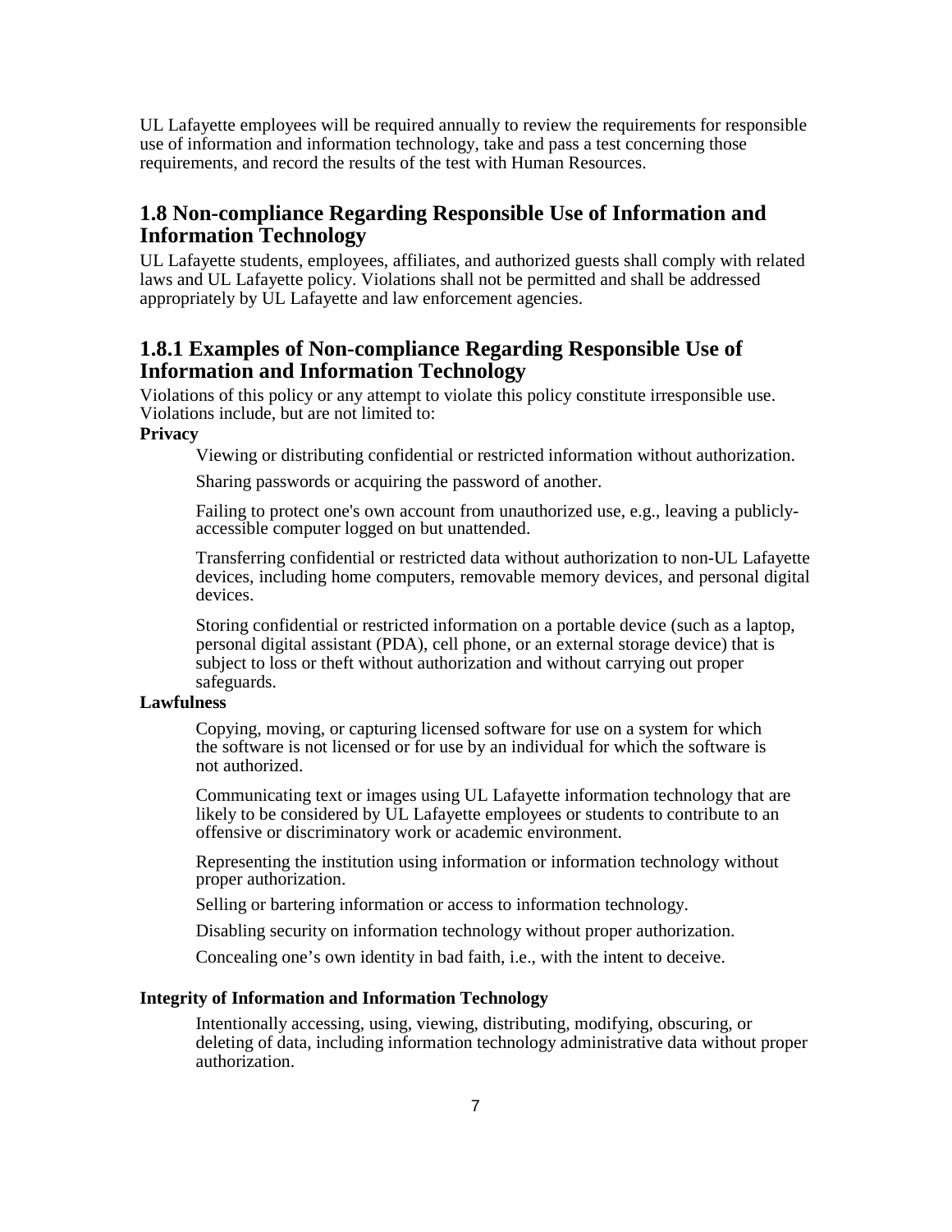UL Lafayette employees will be required annually to review the requirements for responsible use of information and information technology, take and pass a test concerning those requirements, and record the results of the test with Human Resources.

## 1.8 Non-compliance Regarding Responsible Use of Information and Information Technology

UL Lafayette students, employees, affiliates, and authorized guests shall comply with related laws and UL Lafayette policy. Violations shall not be permitted and shall be addressed appropriately by UL Lafayette and law enforcement agencies.

## 1.8.1 Examples of Non-compliance Regarding Responsible Use of Information and Information Technology

Violations of this policy or any attempt to violate this policy constitute irresponsible use. Violations include, but are not limited to:

**Privacy**

Viewing or distributing confidential or restricted information without authorization.

Sharing passwords or acquiring the password of another.

Failing to protect one's own account from unauthorized use, e.g., leaving a publicly-accessible computer logged on but unattended.

Transferring confidential or restricted data without authorization to non-UL Lafayette devices, including home computers, removable memory devices, and personal digital devices.

Storing confidential or restricted information on a portable device (such as a laptop, personal digital assistant (PDA), cell phone, or an external storage device) that is subject to loss or theft without authorization and without carrying out proper safeguards.

**Lawfulness**

Copying, moving, or capturing licensed software for use on a system for which the software is not licensed or for use by an individual for which the software is not authorized.

Communicating text or images using UL Lafayette information technology that are likely to be considered by UL Lafayette employees or students to contribute to an offensive or discriminatory work or academic environment.

Representing the institution using information or information technology without proper authorization.

Selling or bartering information or access to information technology.

Disabling security on information technology without proper authorization.

Concealing one’s own identity in bad faith, i.e., with the intent to deceive.

**Integrity of Information and Information Technology**

Intentionally accessing, using, viewing, distributing, modifying, obscuring, or deleting of data, including information technology administrative data without proper authorization.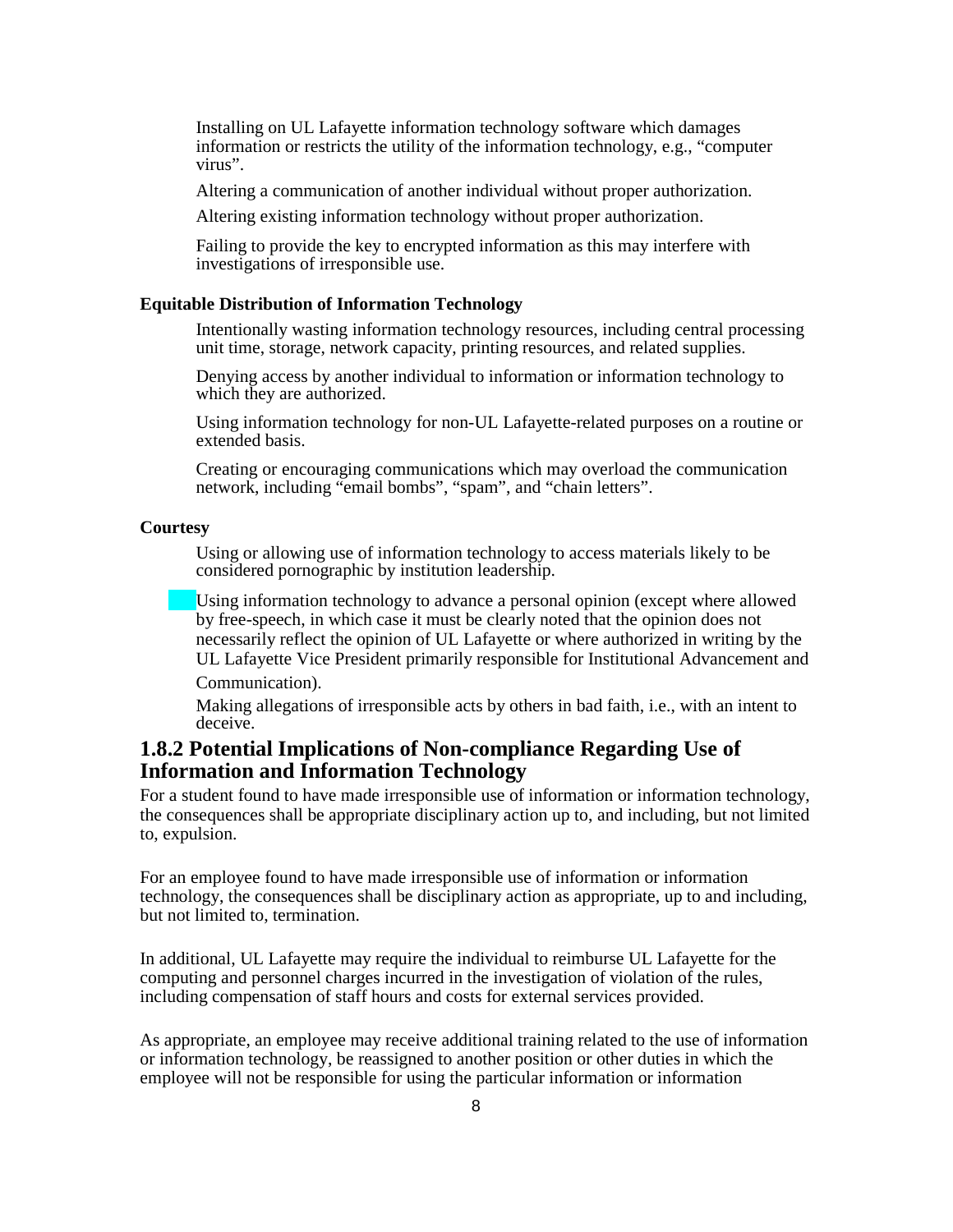Installing on UL Lafayette information technology software which damages information or restricts the utility of the information technology, e.g., "computer virus".

Altering a communication of another individual without proper authorization.

Altering existing information technology without proper authorization.

Failing to provide the key to encrypted information as this may interfere with investigations of irresponsible use.

**Equitable Distribution of Information Technology**

Intentionally wasting information technology resources, including central processing unit time, storage, network capacity, printing resources, and related supplies.

Denying access by another individual to information or information technology to which they are authorized.

Using information technology for non-UL Lafayette-related purposes on a routine or extended basis.

Creating or encouraging communications which may overload the communication network, including "email bombs", "spam", and "chain letters".

**Courtesy**

Using or allowing use of information technology to access materials likely to be considered pornographic by institution leadership.

Using information technology to advance a personal opinion (except where allowed by free-speech, in which case it must be clearly noted that the opinion does not necessarily reflect the opinion of UL Lafayette or where authorized in writing by the UL Lafayette Vice President primarily responsible for Institutional Advancement and Communication).

Making allegations of irresponsible acts by others in bad faith, i.e., with an intent to deceive.

## 1.8.2 Potential Implications of Non-compliance Regarding Use of Information and Information Technology

For a student found to have made irresponsible use of information or information technology, the consequences shall be appropriate disciplinary action up to, and including, but not limited to, expulsion.

For an employee found to have made irresponsible use of information or information technology, the consequences shall be disciplinary action as appropriate, up to and including, but not limited to, termination.

In additional, UL Lafayette may require the individual to reimburse UL Lafayette for the computing and personnel charges incurred in the investigation of violation of the rules, including compensation of staff hours and costs for external services provided.

As appropriate, an employee may receive additional training related to the use of information or information technology, be reassigned to another position or other duties in which the employee will not be responsible for using the particular information or information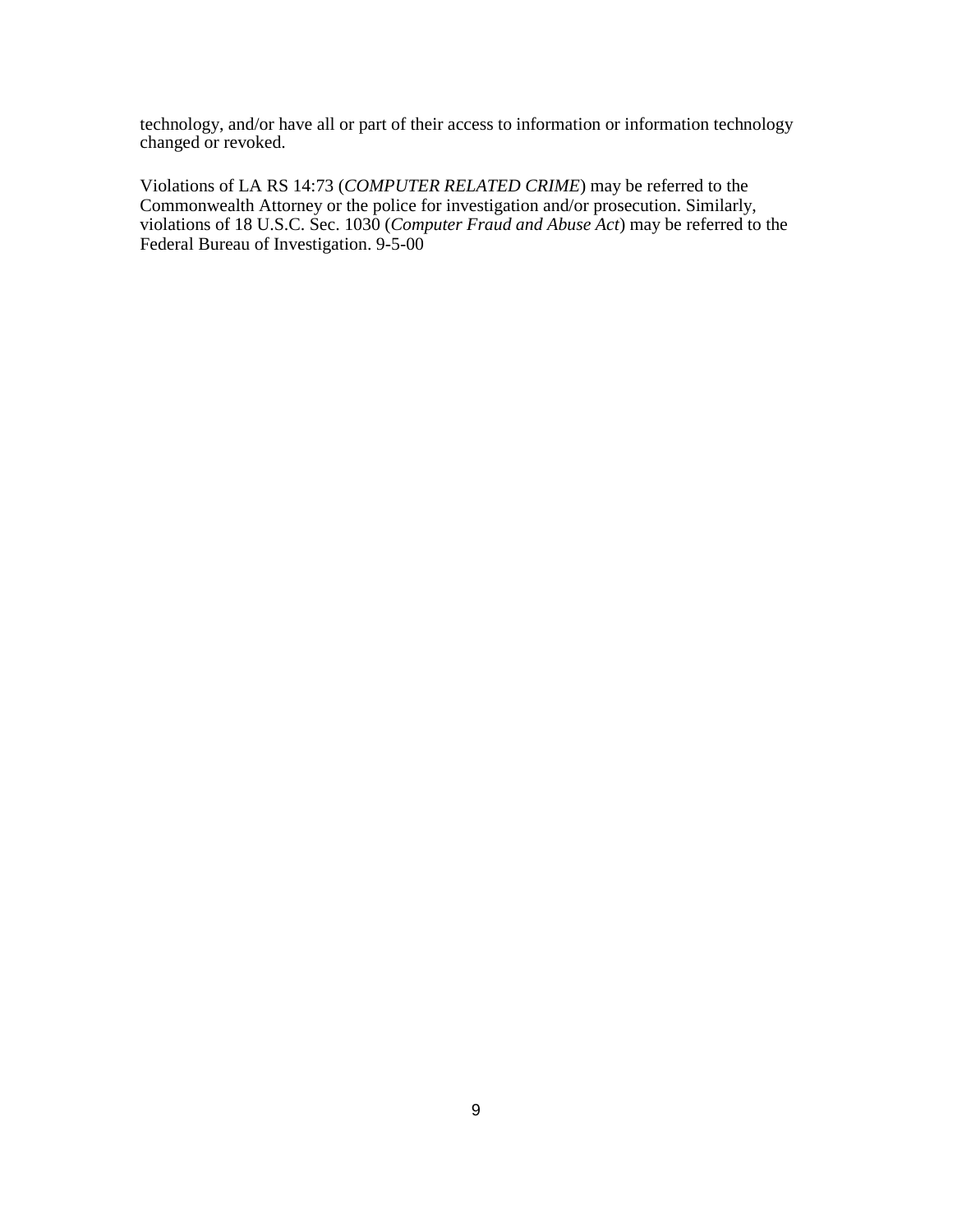technology, and/or have all or part of their access to information or information technology changed or revoked.

Violations of LA RS 14:73 (*COMPUTER RELATED CRIME*) may be referred to the Commonwealth Attorney or the police for investigation and/or prosecution. Similarly, violations of 18 U.S.C. Sec. 1030 (*Computer Fraud and Abuse Act*) may be referred to the Federal Bureau of Investigation. 9-5-00